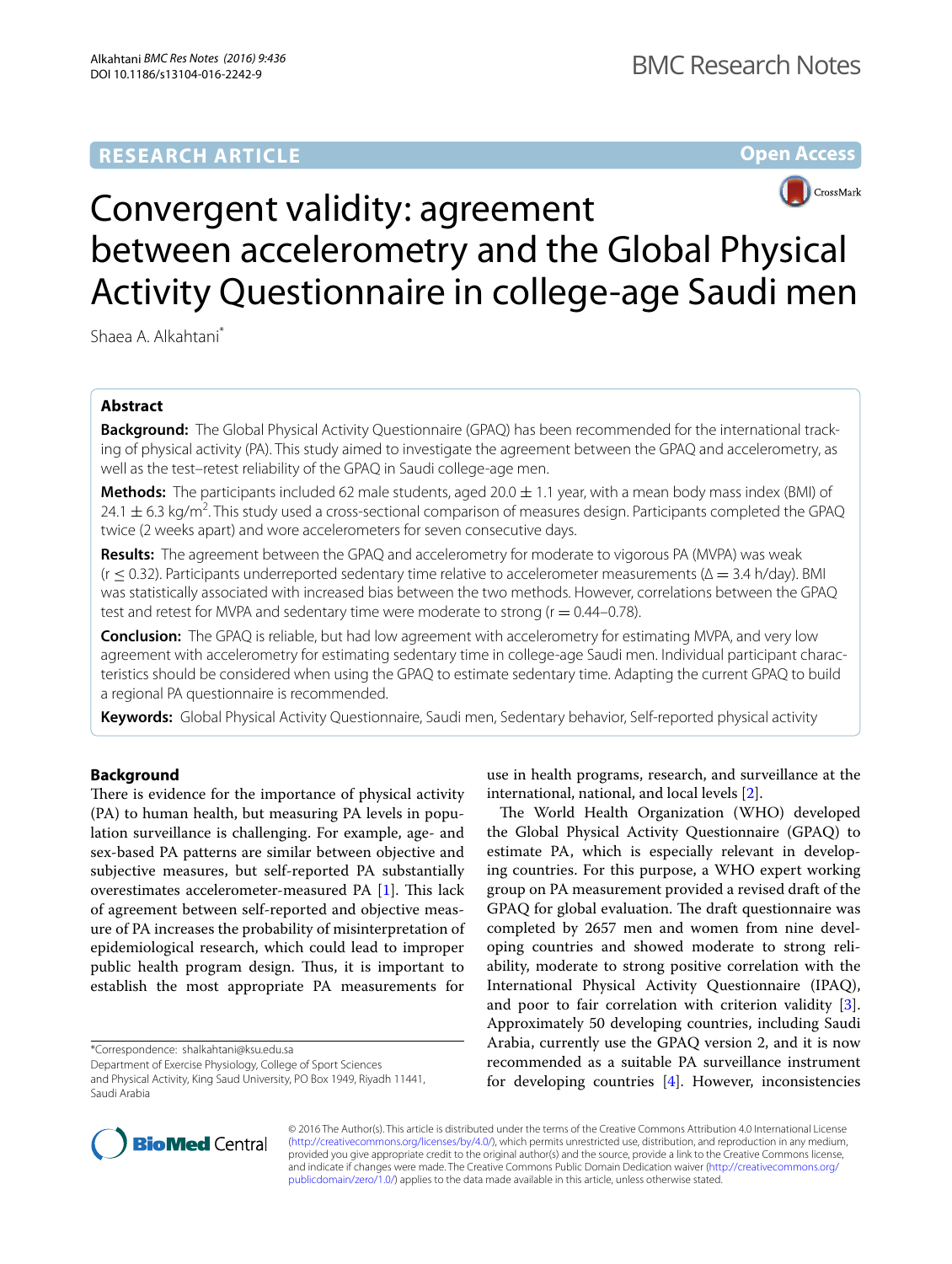RESEARCH ARTICLE

Open Access

# Convergent validity: agreement between accelerometry and the Global Physical Activity Questionnaire in college-age Saudi men

Shaea A. Alkahtani*

## Abstract

**Background:** The Global Physical Activity Questionnaire (GPAQ) has been recommended for the international tracking of physical activity (PA). This study aimed to investigate the agreement between the GPAQ and accelerometry, as well as the test–retest reliability of the GPAQ in Saudi college-age men.

**Methods:** The participants included 62 male students, aged 20.0 ± 1.1 year, with a mean body mass index (BMI) of 24.1 ± 6.3 kg/m$^2$. This study used a cross-sectional comparison of measures design. Participants completed the GPAQ twice (2 weeks apart) and wore accelerometers for seven consecutive days.

**Results:** The agreement between the GPAQ and accelerometry for moderate to vigorous PA (MVPA) was weak ($r \leq 0.32$). Participants underreported sedentary time relative to accelerometer measurements ($\Delta = 3.4$ h/day). BMI was statistically associated with increased bias between the two methods. However, correlations between the GPAQ test and retest for MVPA and sedentary time were moderate to strong ($r = 0.44$–$0.78$).

**Conclusion:** The GPAQ is reliable, but had low agreement with accelerometry for estimating MVPA, and very low agreement with accelerometry for estimating sedentary time in college-age Saudi men. Individual participant characteristics should be considered when using the GPAQ to estimate sedentary time. Adapting the current GPAQ to build a regional PA questionnaire is recommended.

**Keywords:** Global Physical Activity Questionnaire, Saudi men, Sedentary behavior, Self-reported physical activity

## Background

There is evidence for the importance of physical activity (PA) to human health, but measuring PA levels in population surveillance is challenging. For example, age- and sex-based PA patterns are similar between objective and subjective measures, but self-reported PA substantially overestimates accelerometer-measured PA [1]. This lack of agreement between self-reported and objective measure of PA increases the probability of misinterpretation of epidemiological research, which could lead to improper public health program design. Thus, it is important to establish the most appropriate PA measurements for use in health programs, research, and surveillance at the international, national, and local levels [2].

The World Health Organization (WHO) developed the Global Physical Activity Questionnaire (GPAQ) to estimate PA, which is especially relevant in developing countries. For this purpose, a WHO expert working group on PA measurement provided a revised draft of the GPAQ for global evaluation. The draft questionnaire was completed by 2657 men and women from nine developing countries and showed moderate to strong reliability, moderate to strong positive correlation with the International Physical Activity Questionnaire (IPAQ), and poor to fair correlation with criterion validity [3]. Approximately 50 developing countries, including Saudi Arabia, currently use the GPAQ version 2, and it is now recommended as a suitable PA surveillance instrument for developing countries [4]. However, inconsistencies

*Correspondence: shalkahtani@ksu.edu.sa
Department of Exercise Physiology, College of Sport Sciences and Physical Activity, King Saud University, PO Box 1949, Riyadh 11441, Saudi Arabia

© 2016 The Author(s). This article is distributed under the terms of the Creative Commons Attribution 4.0 International License (http://creativecommons.org/licenses/by/4.0/), which permits unrestricted use, distribution, and reproduction in any medium, provided you give appropriate credit to the original author(s) and the source, provide a link to the Creative Commons license, and indicate if changes were made. The Creative Commons Public Domain Dedication waiver (http://creativecommons.org/publicdomain/zero/1.0/) applies to the data made available in this article, unless otherwise stated.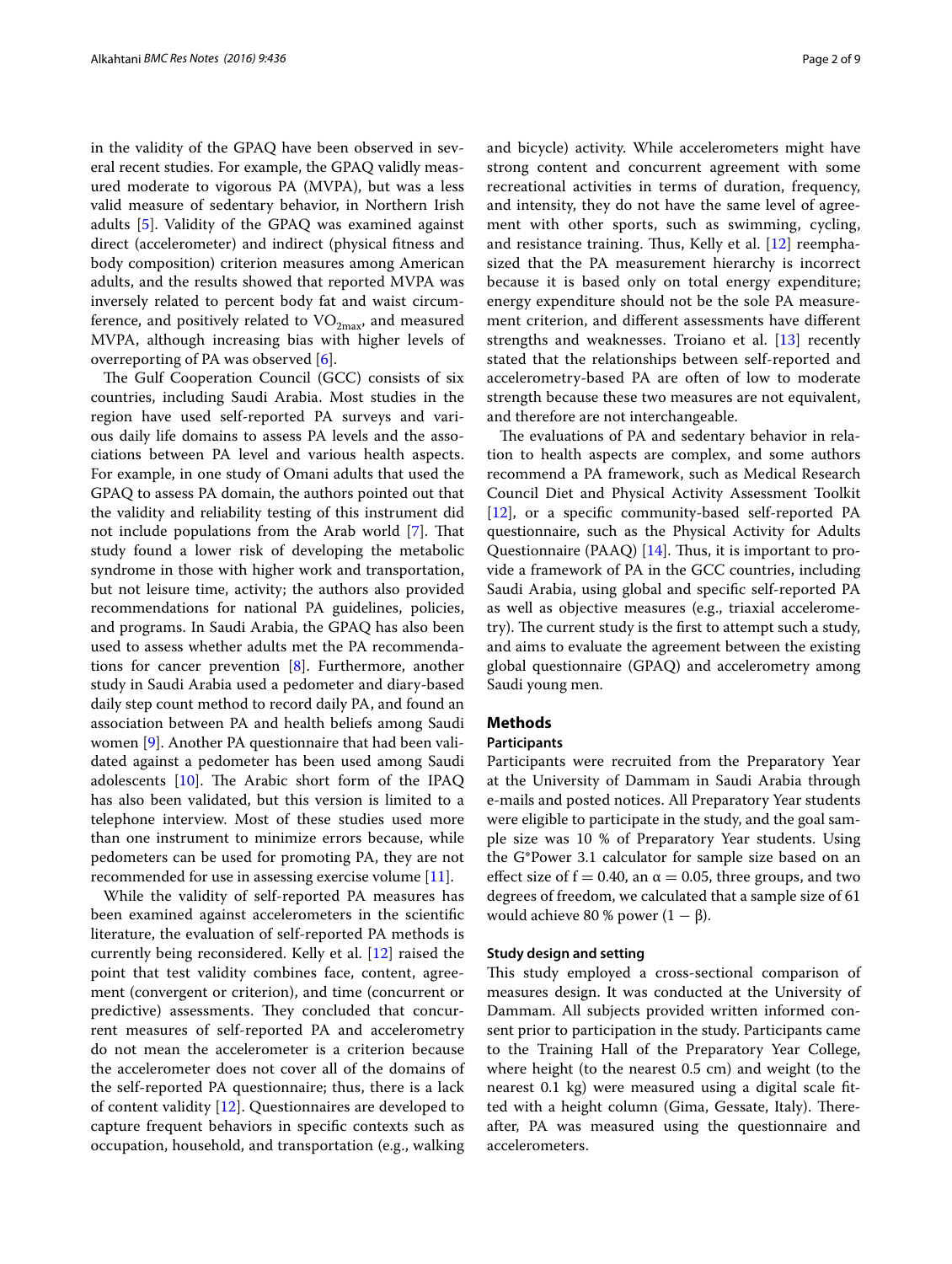in the validity of the GPAQ have been observed in several recent studies. For example, the GPAQ validly measured moderate to vigorous PA (MVPA), but was a less valid measure of sedentary behavior, in Northern Irish adults [5]. Validity of the GPAQ was examined against direct (accelerometer) and indirect (physical fitness and body composition) criterion measures among American adults, and the results showed that reported MVPA was inversely related to percent body fat and waist circumference, and positively related to $VO_{2max}$, and measured MVPA, although increasing bias with higher levels of overreporting of PA was observed [6].

The Gulf Cooperation Council (GCC) consists of six countries, including Saudi Arabia. Most studies in the region have used self-reported PA surveys and various daily life domains to assess PA levels and the associations between PA level and various health aspects. For example, in one study of Omani adults that used the GPAQ to assess PA domain, the authors pointed out that the validity and reliability testing of this instrument did not include populations from the Arab world [7]. That study found a lower risk of developing the metabolic syndrome in those with higher work and transportation, but not leisure time, activity; the authors also provided recommendations for national PA guidelines, policies, and programs. In Saudi Arabia, the GPAQ has also been used to assess whether adults met the PA recommendations for cancer prevention [8]. Furthermore, another study in Saudi Arabia used a pedometer and diary-based daily step count method to record daily PA, and found an association between PA and health beliefs among Saudi women [9]. Another PA questionnaire that had been validated against a pedometer has been used among Saudi adolescents [10]. The Arabic short form of the IPAQ has also been validated, but this version is limited to a telephone interview. Most of these studies used more than one instrument to minimize errors because, while pedometers can be used for promoting PA, they are not recommended for use in assessing exercise volume [11].

While the validity of self-reported PA measures has been examined against accelerometers in the scientific literature, the evaluation of self-reported PA methods is currently being reconsidered. Kelly et al. [12] raised the point that test validity combines face, content, agreement (convergent or criterion), and time (concurrent or predictive) assessments. They concluded that concurrent measures of self-reported PA and accelerometry do not mean the accelerometer is a criterion because the accelerometer does not cover all of the domains of the self-reported PA questionnaire; thus, there is a lack of content validity [12]. Questionnaires are developed to capture frequent behaviors in specific contexts such as occupation, household, and transportation (e.g., walking and bicycle) activity. While accelerometers might have strong content and concurrent agreement with some recreational activities in terms of duration, frequency, and intensity, they do not have the same level of agreement with other sports, such as swimming, cycling, and resistance training. Thus, Kelly et al. [12] reemphasized that the PA measurement hierarchy is incorrect because it is based only on total energy expenditure; energy expenditure should not be the sole PA measurement criterion, and different assessments have different strengths and weaknesses. Troiano et al. [13] recently stated that the relationships between self-reported and accelerometry-based PA are often of low to moderate strength because these two measures are not equivalent, and therefore are not interchangeable.

The evaluations of PA and sedentary behavior in relation to health aspects are complex, and some authors recommend a PA framework, such as Medical Research Council Diet and Physical Activity Assessment Toolkit [12], or a specific community-based self-reported PA questionnaire, such as the Physical Activity for Adults Questionnaire (PAAQ) [14]. Thus, it is important to provide a framework of PA in the GCC countries, including Saudi Arabia, using global and specific self-reported PA as well as objective measures (e.g., triaxial accelerometry). The current study is the first to attempt such a study, and aims to evaluate the agreement between the existing global questionnaire (GPAQ) and accelerometry among Saudi young men.

## Methods

### Participants

Participants were recruited from the Preparatory Year at the University of Dammam in Saudi Arabia through e-mails and posted notices. All Preparatory Year students were eligible to participate in the study, and the goal sample size was 10 % of Preparatory Year students. Using the G*Power 3.1 calculator for sample size based on an effect size of $f = 0.40$, an $\alpha = 0.05$, three groups, and two degrees of freedom, we calculated that a sample size of 61 would achieve 80 % power ($1 - \beta$).

### Study design and setting

This study employed a cross-sectional comparison of measures design. It was conducted at the University of Dammam. All subjects provided written informed consent prior to participation in the study. Participants came to the Training Hall of the Preparatory Year College, where height (to the nearest 0.5 cm) and weight (to the nearest 0.1 kg) were measured using a digital scale fitted with a height column (Gima, Gessate, Italy). Thereafter, PA was measured using the questionnaire and accelerometers.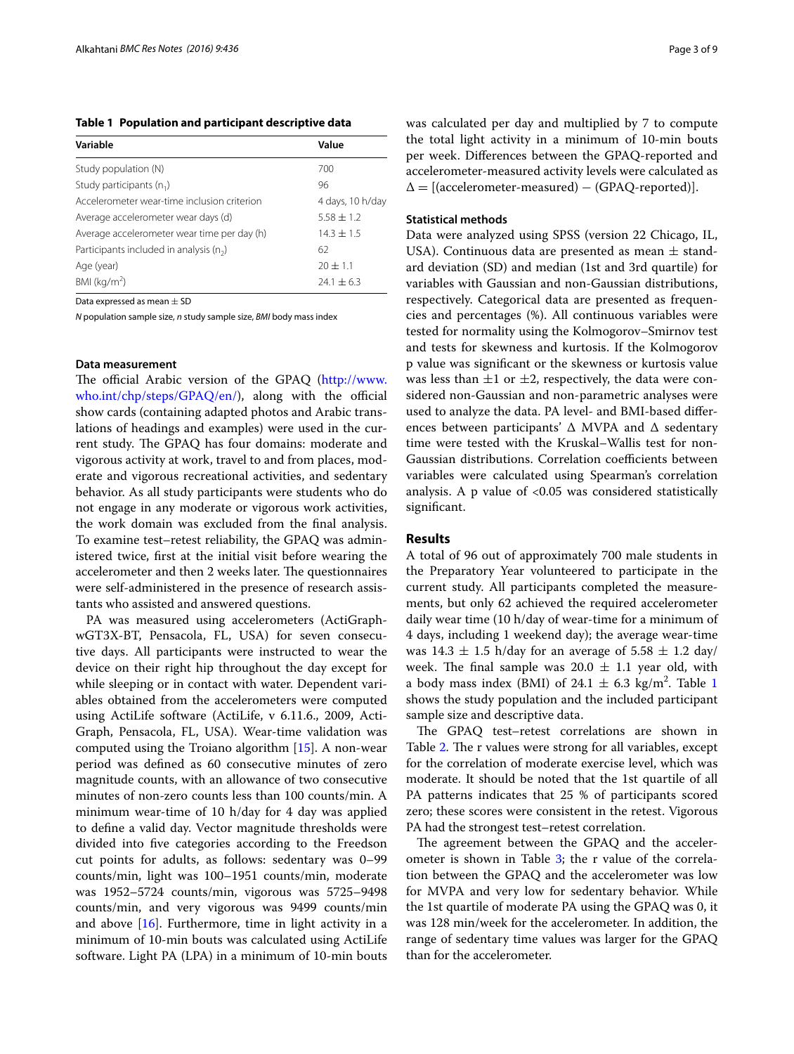**Table 1 Population and participant descriptive data**

| Variable | Value |
|---|---|
| Study population (N) | 700 |
| Study participants ($n_1$) | 96 |
| Accelerometer wear-time inclusion criterion | 4 days, 10 h/day |
| Average accelerometer wear days (d) | 5.58 ± 1.2 |
| Average accelerometer wear time per day (h) | 14.3 ± 1.5 |
| Participants included in analysis ($n_2$) | 62 |
| Age (year) | 20 ± 1.1 |
| BMI (kg/m$^2$) | 24.1 ± 6.3 |

Data expressed as mean ± SD

*N* population sample size, *n* study sample size, *BMI* body mass index

### Data measurement

The official Arabic version of the GPAQ (http://www.who.int/chp/steps/GPAQ/en/), along with the official show cards (containing adapted photos and Arabic translations of headings and examples) were used in the current study. The GPAQ has four domains: moderate and vigorous activity at work, travel to and from places, moderate and vigorous recreational activities, and sedentary behavior. As all study participants were students who do not engage in any moderate or vigorous work activities, the work domain was excluded from the final analysis. To examine test–retest reliability, the GPAQ was administered twice, first at the initial visit before wearing the accelerometer and then 2 weeks later. The questionnaires were self-administered in the presence of research assistants who assisted and answered questions.

PA was measured using accelerometers (ActiGraph-wGT3X-BT, Pensacola, FL, USA) for seven consecutive days. All participants were instructed to wear the device on their right hip throughout the day except for while sleeping or in contact with water. Dependent variables obtained from the accelerometers were computed using ActiLife software (ActiLife, v 6.11.6., 2009, ActiGraph, Pensacola, FL, USA). Wear-time validation was computed using the Troiano algorithm [15]. A non-wear period was defined as 60 consecutive minutes of zero magnitude counts, with an allowance of two consecutive minutes of non-zero counts less than 100 counts/min. A minimum wear-time of 10 h/day for 4 day was applied to define a valid day. Vector magnitude thresholds were divided into five categories according to the Freedson cut points for adults, as follows: sedentary was 0–99 counts/min, light was 100–1951 counts/min, moderate was 1952–5724 counts/min, vigorous was 5725–9498 counts/min, and very vigorous was 9499 counts/min and above [16]. Furthermore, time in light activity in a minimum of 10-min bouts was calculated using ActiLife software. Light PA (LPA) in a minimum of 10-min bouts was calculated per day and multiplied by 7 to compute the total light activity in a minimum of 10-min bouts per week. Differences between the GPAQ-reported and accelerometer-measured activity levels were calculated as $\Delta = [(\text{accelerometer-measured}) - (\text{GPAQ-reported})]$.

### Statistical methods

Data were analyzed using SPSS (version 22 Chicago, IL, USA). Continuous data are presented as mean ± standard deviation (SD) and median (1st and 3rd quartile) for variables with Gaussian and non-Gaussian distributions, respectively. Categorical data are presented as frequencies and percentages (%). All continuous variables were tested for normality using the Kolmogorov–Smirnov test and tests for skewness and kurtosis. If the Kolmogorov p value was significant or the skewness or kurtosis value was less than ±1 or ±2, respectively, the data were considered non-Gaussian and non-parametric analyses were used to analyze the data. PA level- and BMI-based differences between participants' Δ MVPA and Δ sedentary time were tested with the Kruskal–Wallis test for non-Gaussian distributions. Correlation coefficients between variables were calculated using Spearman's correlation analysis. A p value of <0.05 was considered statistically significant.

## Results

A total of 96 out of approximately 700 male students in the Preparatory Year volunteered to participate in the current study. All participants completed the measurements, but only 62 achieved the required accelerometer daily wear time (10 h/day of wear-time for a minimum of 4 days, including 1 weekend day); the average wear-time was 14.3 ± 1.5 h/day for an average of 5.58 ± 1.2 day/week. The final sample was 20.0 ± 1.1 year old, with a body mass index (BMI) of 24.1 ± 6.3 kg/m$^2$. Table 1 shows the study population and the included participant sample size and descriptive data.

The GPAQ test–retest correlations are shown in Table 2. The r values were strong for all variables, except for the correlation of moderate exercise level, which was moderate. It should be noted that the 1st quartile of all PA patterns indicates that 25 % of participants scored zero; these scores were consistent in the retest. Vigorous PA had the strongest test–retest correlation.

The agreement between the GPAQ and the accelerometer is shown in Table 3; the r value of the correlation between the GPAQ and the accelerometer was low for MVPA and very low for sedentary behavior. While the 1st quartile of moderate PA using the GPAQ was 0, it was 128 min/week for the accelerometer. In addition, the range of sedentary time values was larger for the GPAQ than for the accelerometer.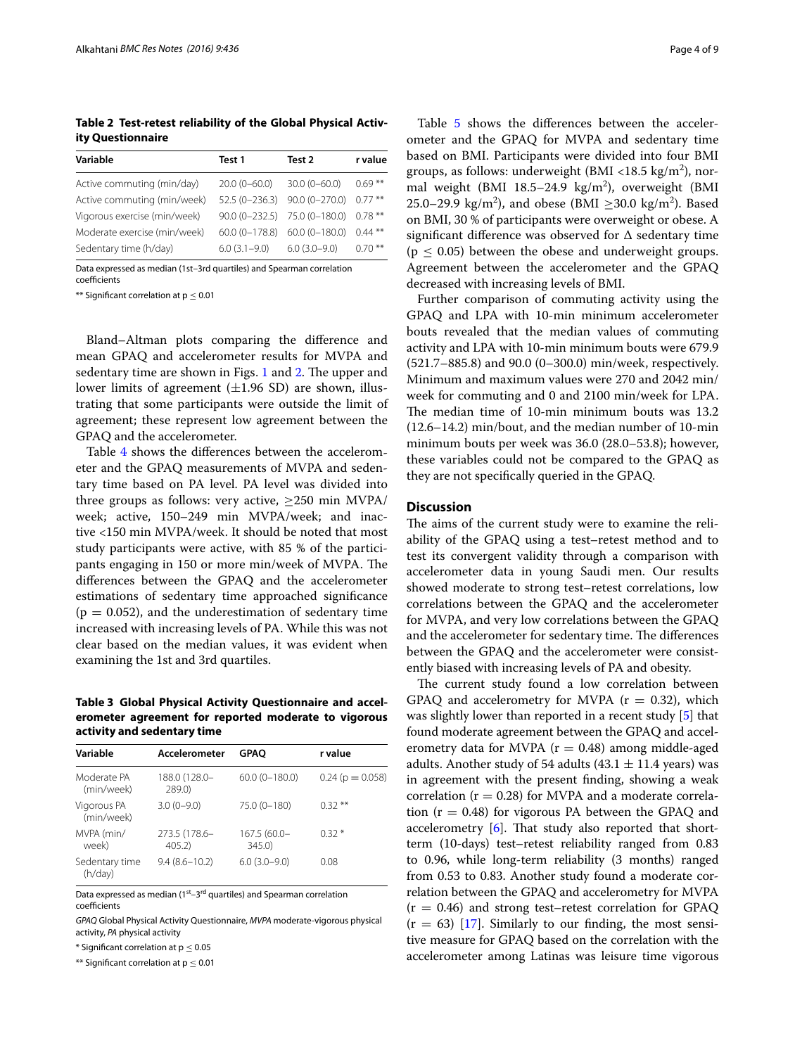**Table 2 Test-retest reliability of the Global Physical Activity Questionnaire**

| Variable | Test 1 | Test 2 | r value |
|---|---|---|---|
| Active commuting (min/day) | 20.0 (0–60.0) | 30.0 (0–60.0) | 0.69 ** |
| Active commuting (min/week) | 52.5 (0–236.3) | 90.0 (0–270.0) | 0.77 ** |
| Vigorous exercise (min/week) | 90.0 (0–232.5) | 75.0 (0–180.0) | 0.78 ** |
| Moderate exercise (min/week) | 60.0 (0–178.8) | 60.0 (0–180.0) | 0.44 ** |
| Sedentary time (h/day) | 6.0 (3.1–9.0) | 6.0 (3.0–9.0) | 0.70 ** |

Data expressed as median (1st–3rd quartiles) and Spearman correlation coefficients

** Significant correlation at $p \leq 0.01$

Bland–Altman plots comparing the difference and mean GPAQ and accelerometer results for MVPA and sedentary time are shown in Figs. 1 and 2. The upper and lower limits of agreement (±1.96 SD) are shown, illustrating that some participants were outside the limit of agreement; these represent low agreement between the GPAQ and the accelerometer.

Table 4 shows the differences between the accelerometer and the GPAQ measurements of MVPA and sedentary time based on PA level. PA level was divided into three groups as follows: very active, ≥250 min MVPA/week; active, 150–249 min MVPA/week; and inactive <150 min MVPA/week. It should be noted that most study participants were active, with 85 % of the participants engaging in 150 or more min/week of MVPA. The differences between the GPAQ and the accelerometer estimations of sedentary time approached significance ($p = 0.052$), and the underestimation of sedentary time increased with increasing levels of PA. While this was not clear based on the median values, it was evident when examining the 1st and 3rd quartiles.

**Table 3 Global Physical Activity Questionnaire and accelerometer agreement for reported moderate to vigorous activity and sedentary time**

| Variable | Accelerometer | GPAQ | r value |
|---|---|---|---|
| Moderate PA (min/week) | 188.0 (128.0–289.0) | 60.0 (0–180.0) | 0.24 ($p = 0.058$) |
| Vigorous PA (min/week) | 3.0 (0–9.0) | 75.0 (0–180) | 0.32 ** |
| MVPA (min/week) | 273.5 (178.6–405.2) | 167.5 (60.0–345.0) | 0.32 * |
| Sedentary time (h/day) | 9.4 (8.6–10.2) | 6.0 (3.0–9.0) | 0.08 |

Data expressed as median (1st–3rd quartiles) and Spearman correlation coefficients

*GPAQ* Global Physical Activity Questionnaire, *MVPA* moderate-vigorous physical activity, *PA* physical activity

* Significant correlation at $p \leq 0.05$

** Significant correlation at $p \leq 0.01$

Table 5 shows the differences between the accelerometer and the GPAQ for MVPA and sedentary time based on BMI. Participants were divided into four BMI groups, as follows: underweight (BMI <18.5 kg/m$^2$), normal weight (BMI 18.5–24.9 kg/m$^2$), overweight (BMI 25.0–29.9 kg/m$^2$), and obese (BMI ≥30.0 kg/m$^2$). Based on BMI, 30 % of participants were overweight or obese. A significant difference was observed for Δ sedentary time ($p \leq 0.05$) between the obese and underweight groups. Agreement between the accelerometer and the GPAQ decreased with increasing levels of BMI.

Further comparison of commuting activity using the GPAQ and LPA with 10-min minimum accelerometer bouts revealed that the median values of commuting activity and LPA with 10-min minimum bouts were 679.9 (521.7–885.8) and 90.0 (0–300.0) min/week, respectively. Minimum and maximum values were 270 and 2042 min/week for commuting and 0 and 2100 min/week for LPA. The median time of 10-min minimum bouts was 13.2 (12.6–14.2) min/bout, and the median number of 10-min minimum bouts per week was 36.0 (28.0–53.8); however, these variables could not be compared to the GPAQ as they are not specifically queried in the GPAQ.

## Discussion

The aims of the current study were to examine the reliability of the GPAQ using a test–retest method and to test its convergent validity through a comparison with accelerometer data in young Saudi men. Our results showed moderate to strong test–retest correlations, low correlations between the GPAQ and the accelerometer for MVPA, and very low correlations between the GPAQ and the accelerometer for sedentary time. The differences between the GPAQ and the accelerometer were consistently biased with increasing levels of PA and obesity.

The current study found a low correlation between GPAQ and accelerometry for MVPA ($r = 0.32$), which was slightly lower than reported in a recent study [5] that found moderate agreement between the GPAQ and accelerometry data for MVPA ($r = 0.48$) among middle-aged adults. Another study of 54 adults (43.1 ± 11.4 years) was in agreement with the present finding, showing a weak correlation ($r = 0.28$) for MVPA and a moderate correlation ($r = 0.48$) for vigorous PA between the GPAQ and accelerometry [6]. That study also reported that short-term (10-days) test–retest reliability ranged from 0.83 to 0.96, while long-term reliability (3 months) ranged from 0.53 to 0.83. Another study found a moderate correlation between the GPAQ and accelerometry for MVPA ($r = 0.46$) and strong test–retest correlation for GPAQ ($r = 63$) [17]. Similarly to our finding, the most sensitive measure for GPAQ based on the correlation with the accelerometer among Latinas was leisure time vigorous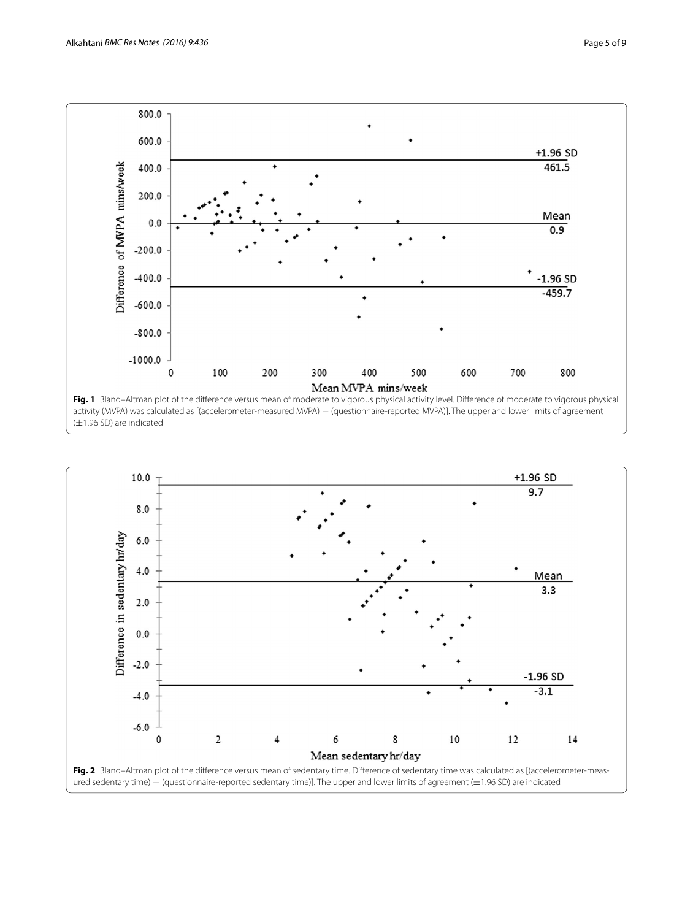**Fig. 1** Bland–Altman plot of the difference versus mean of moderate to vigorous physical activity level. Difference of moderate to vigorous physical activity (MVPA) was calculated as [(accelerometer-measured MVPA) − (questionnaire-reported MVPA)]. The upper and lower limits of agreement (±1.96 SD) are indicated

**Fig. 2** Bland–Altman plot of the difference versus mean of sedentary time. Difference of sedentary time was calculated as [(accelerometer-measured sedentary time) − (questionnaire-reported sedentary time)]. The upper and lower limits of agreement (±1.96 SD) are indicated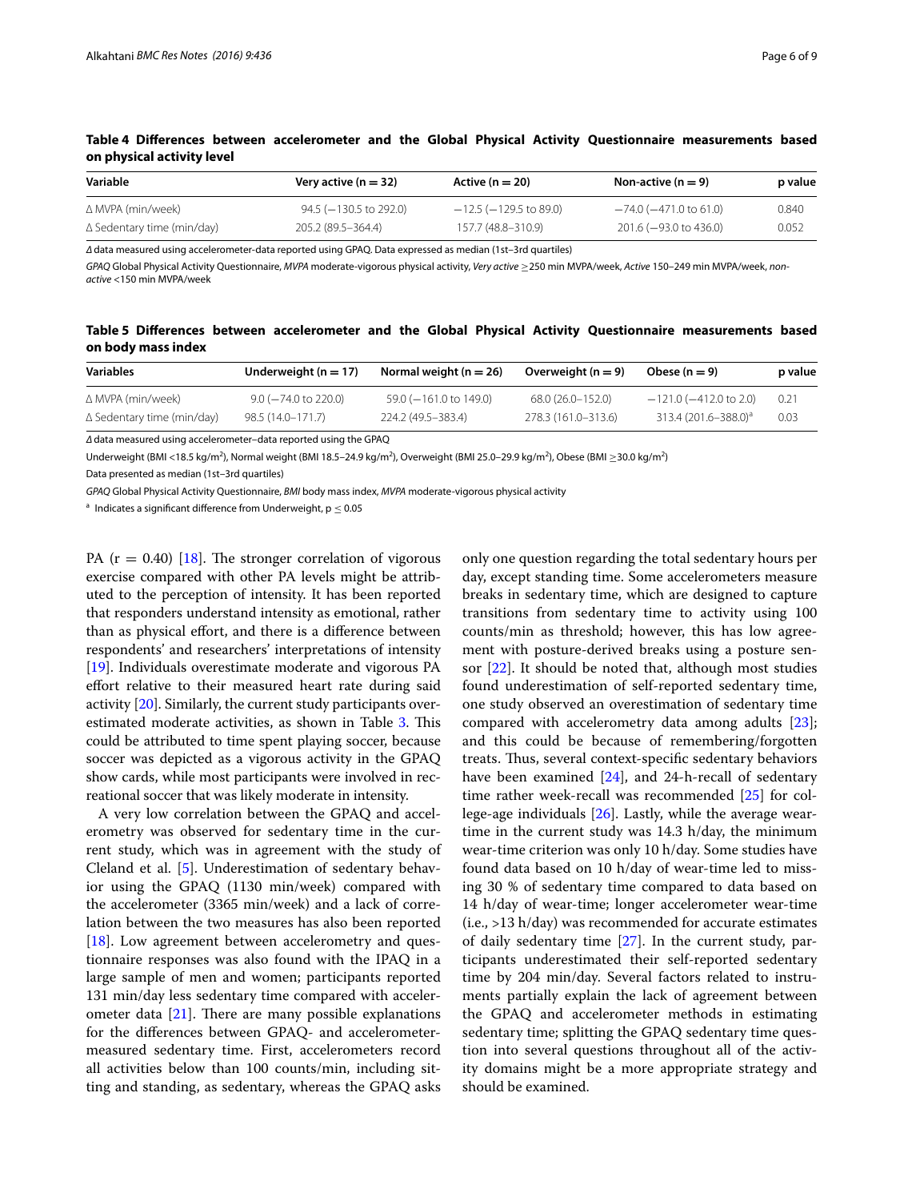**Table 4 Differences between accelerometer and the Global Physical Activity Questionnaire measurements based on physical activity level**

| Variable | Very active (n = 32) | Active (n = 20) | Non-active (n = 9) | p value |
|---|---|---|---|---|
| Δ MVPA (min/week) | 94.5 (−130.5 to 292.0) | −12.5 (−129.5 to 89.0) | −74.0 (−471.0 to 61.0) | 0.840 |
| Δ Sedentary time (min/day) | 205.2 (89.5–364.4) | 157.7 (48.8–310.9) | 201.6 (−93.0 to 436.0) | 0.052 |

*Δ* data measured using accelerometer-data reported using GPAQ. Data expressed as median (1st–3rd quartiles)

*GPAQ* Global Physical Activity Questionnaire, *MVPA* moderate-vigorous physical activity, *Very active* ≥250 min MVPA/week, *Active* 150–249 min MVPA/week, *non-active* <150 min MVPA/week

**Table 5 Differences between accelerometer and the Global Physical Activity Questionnaire measurements based on body mass index**

| Variables | Underweight (n = 17) | Normal weight (n = 26) | Overweight (n = 9) | Obese (n = 9) | p value |
|---|---|---|---|---|---|
| Δ MVPA (min/week) | 9.0 (−74.0 to 220.0) | 59.0 (−161.0 to 149.0) | 68.0 (26.0–152.0) | −121.0 (−412.0 to 2.0) | 0.21 |
| Δ Sedentary time (min/day) | 98.5 (14.0–171.7) | 224.2 (49.5–383.4) | 278.3 (161.0–313.6) | 313.4 (201.6–388.0)[a] | 0.03 |

*Δ* data measured using accelerometer–data reported using the GPAQ

Underweight (BMI <18.5 kg/m$^2$), Normal weight (BMI 18.5–24.9 kg/m$^2$), Overweight (BMI 25.0–29.9 kg/m$^2$), Obese (BMI ≥30.0 kg/m$^2$)

Data presented as median (1st–3rd quartiles)

*GPAQ* Global Physical Activity Questionnaire, *BMI* body mass index, *MVPA* moderate-vigorous physical activity

[a] Indicates a significant difference from Underweight, $p \leq 0.05$

PA ($r = 0.40$) [18]. The stronger correlation of vigorous exercise compared with other PA levels might be attributed to the perception of intensity. It has been reported that responders understand intensity as emotional, rather than as physical effort, and there is a difference between respondents' and researchers' interpretations of intensity [19]. Individuals overestimate moderate and vigorous PA effort relative to their measured heart rate during said activity [20]. Similarly, the current study participants overestimated moderate activities, as shown in Table 3. This could be attributed to time spent playing soccer, because soccer was depicted as a vigorous activity in the GPAQ show cards, while most participants were involved in recreational soccer that was likely moderate in intensity.

A very low correlation between the GPAQ and accelerometry was observed for sedentary time in the current study, which was in agreement with the study of Cleland et al. [5]. Underestimation of sedentary behavior using the GPAQ (1130 min/week) compared with the accelerometer (3365 min/week) and a lack of correlation between the two measures has also been reported [18]. Low agreement between accelerometry and questionnaire responses was also found with the IPAQ in a large sample of men and women; participants reported 131 min/day less sedentary time compared with accelerometer data [21]. There are many possible explanations for the differences between GPAQ- and accelerometer-measured sedentary time. First, accelerometers record all activities below than 100 counts/min, including sitting and standing, as sedentary, whereas the GPAQ asks only one question regarding the total sedentary hours per day, except standing time. Some accelerometers measure breaks in sedentary time, which are designed to capture transitions from sedentary time to activity using 100 counts/min as threshold; however, this has low agreement with posture-derived breaks using a posture sensor [22]. It should be noted that, although most studies found underestimation of self-reported sedentary time, one study observed an overestimation of sedentary time compared with accelerometry data among adults [23]; and this could be because of remembering/forgotten treats. Thus, several context-specific sedentary behaviors have been examined [24], and 24-h-recall of sedentary time rather week-recall was recommended [25] for college-age individuals [26]. Lastly, while the average wear-time in the current study was 14.3 h/day, the minimum wear-time criterion was only 10 h/day. Some studies have found data based on 10 h/day of wear-time led to missing 30 % of sedentary time compared to data based on 14 h/day of wear-time; longer accelerometer wear-time (i.e., >13 h/day) was recommended for accurate estimates of daily sedentary time [27]. In the current study, participants underestimated their self-reported sedentary time by 204 min/day. Several factors related to instruments partially explain the lack of agreement between the GPAQ and accelerometer methods in estimating sedentary time; splitting the GPAQ sedentary time question into several questions throughout all of the activity domains might be a more appropriate strategy and should be examined.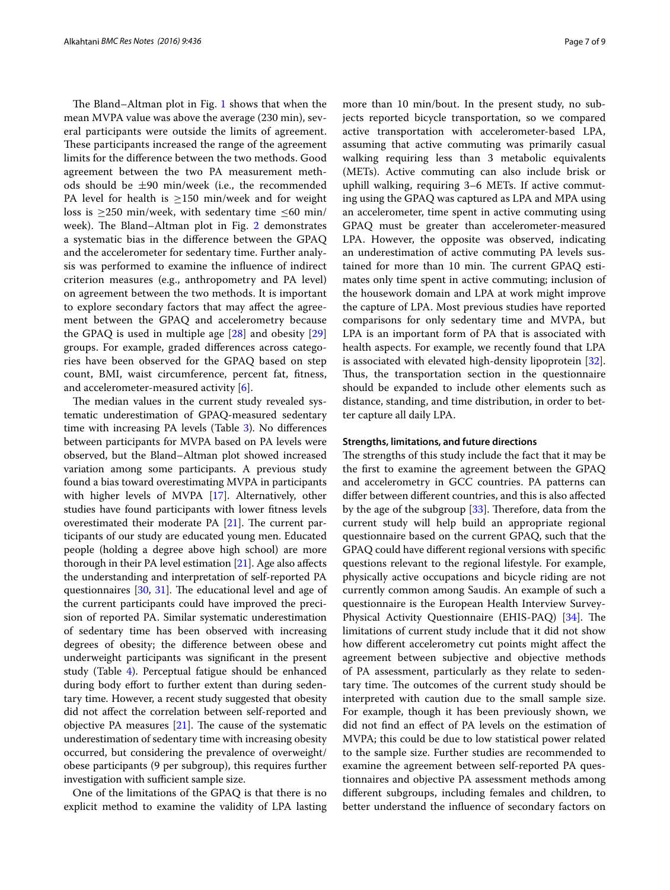The Bland–Altman plot in Fig. 1 shows that when the mean MVPA value was above the average (230 min), several participants were outside the limits of agreement. These participants increased the range of the agreement limits for the difference between the two methods. Good agreement between the two PA measurement methods should be ±90 min/week (i.e., the recommended PA level for health is ≥150 min/week and for weight loss is ≥250 min/week, with sedentary time ≤60 min/week). The Bland–Altman plot in Fig. 2 demonstrates a systematic bias in the difference between the GPAQ and the accelerometer for sedentary time. Further analysis was performed to examine the influence of indirect criterion measures (e.g., anthropometry and PA level) on agreement between the two methods. It is important to explore secondary factors that may affect the agreement between the GPAQ and accelerometry because the GPAQ is used in multiple age [28] and obesity [29] groups. For example, graded differences across categories have been observed for the GPAQ based on step count, BMI, waist circumference, percent fat, fitness, and accelerometer-measured activity [6].

The median values in the current study revealed systematic underestimation of GPAQ-measured sedentary time with increasing PA levels (Table 3). No differences between participants for MVPA based on PA levels were observed, but the Bland–Altman plot showed increased variation among some participants. A previous study found a bias toward overestimating MVPA in participants with higher levels of MVPA [17]. Alternatively, other studies have found participants with lower fitness levels overestimated their moderate PA [21]. The current participants of our study are educated young men. Educated people (holding a degree above high school) are more thorough in their PA level estimation [21]. Age also affects the understanding and interpretation of self-reported PA questionnaires [30, 31]. The educational level and age of the current participants could have improved the precision of reported PA. Similar systematic underestimation of sedentary time has been observed with increasing degrees of obesity; the difference between obese and underweight participants was significant in the present study (Table 4). Perceptual fatigue should be enhanced during body effort to further extent than during sedentary time. However, a recent study suggested that obesity did not affect the correlation between self-reported and objective PA measures [21]. The cause of the systematic underestimation of sedentary time with increasing obesity occurred, but considering the prevalence of overweight/obese participants (9 per subgroup), this requires further investigation with sufficient sample size.

One of the limitations of the GPAQ is that there is no explicit method to examine the validity of LPA lasting more than 10 min/bout. In the present study, no subjects reported bicycle transportation, so we compared active transportation with accelerometer-based LPA, assuming that active commuting was primarily casual walking requiring less than 3 metabolic equivalents (METs). Active commuting can also include brisk or uphill walking, requiring 3–6 METs. If active commuting using the GPAQ was captured as LPA and MPA using an accelerometer, time spent in active commuting using GPAQ must be greater than accelerometer-measured LPA. However, the opposite was observed, indicating an underestimation of active commuting PA levels sustained for more than 10 min. The current GPAQ estimates only time spent in active commuting; inclusion of the housework domain and LPA at work might improve the capture of LPA. Most previous studies have reported comparisons for only sedentary time and MVPA, but LPA is an important form of PA that is associated with health aspects. For example, we recently found that LPA is associated with elevated high-density lipoprotein [32]. Thus, the transportation section in the questionnaire should be expanded to include other elements such as distance, standing, and time distribution, in order to better capture all daily LPA.

#### Strengths, limitations, and future directions

The strengths of this study include the fact that it may be the first to examine the agreement between the GPAQ and accelerometry in GCC countries. PA patterns can differ between different countries, and this is also affected by the age of the subgroup [33]. Therefore, data from the current study will help build an appropriate regional questionnaire based on the current GPAQ, such that the GPAQ could have different regional versions with specific questions relevant to the regional lifestyle. For example, physically active occupations and bicycle riding are not currently common among Saudis. An example of such a questionnaire is the European Health Interview Survey-Physical Activity Questionnaire (EHIS-PAQ) [34]. The limitations of current study include that it did not show how different accelerometry cut points might affect the agreement between subjective and objective methods of PA assessment, particularly as they relate to sedentary time. The outcomes of the current study should be interpreted with caution due to the small sample size. For example, though it has been previously shown, we did not find an effect of PA levels on the estimation of MVPA; this could be due to low statistical power related to the sample size. Further studies are recommended to examine the agreement between self-reported PA questionnaires and objective PA assessment methods among different subgroups, including females and children, to better understand the influence of secondary factors on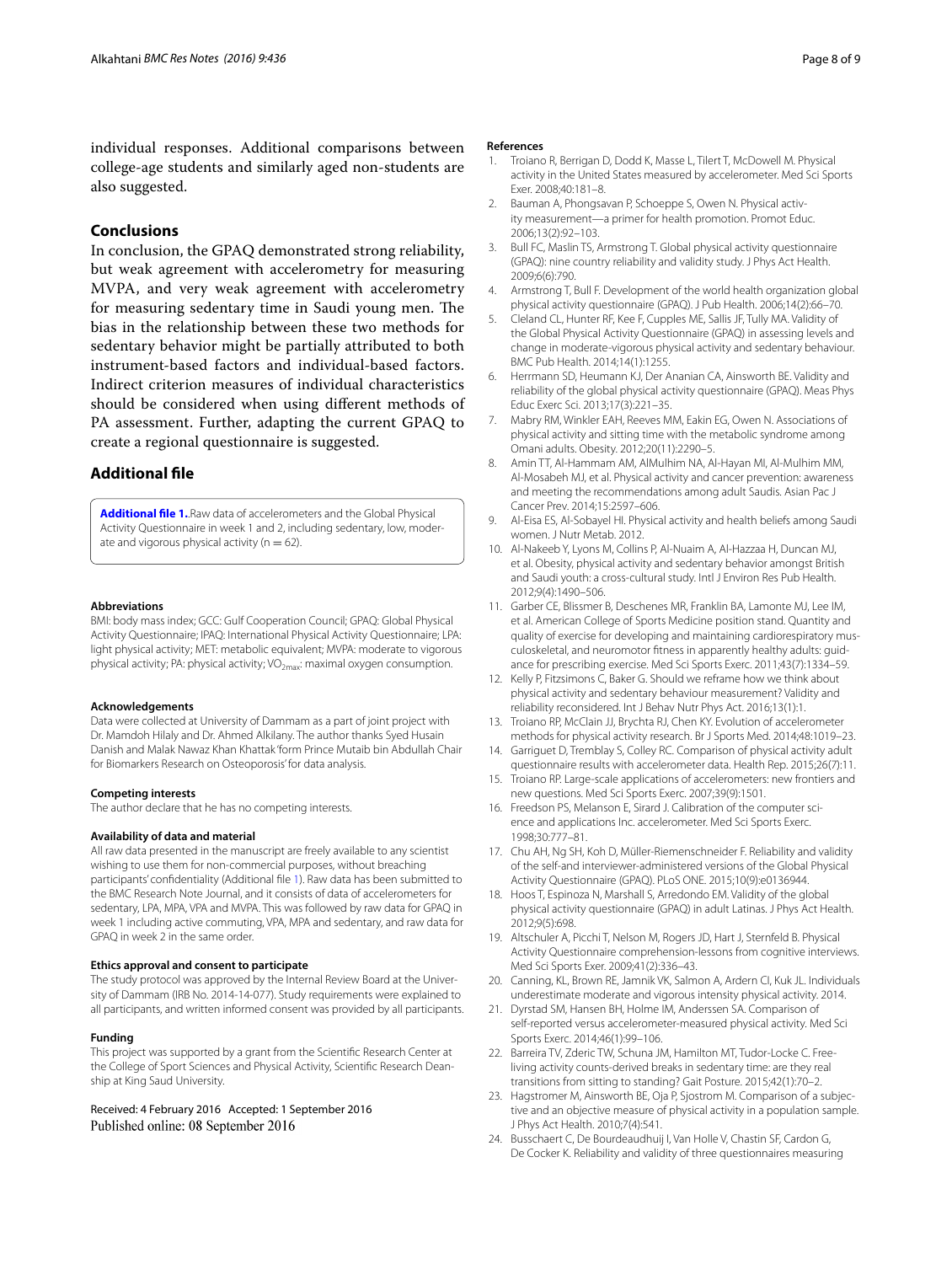individual responses. Additional comparisons between college-age students and similarly aged non-students are also suggested.

## Conclusions

In conclusion, the GPAQ demonstrated strong reliability, but weak agreement with accelerometry for measuring MVPA, and very weak agreement with accelerometry for measuring sedentary time in Saudi young men. The bias in the relationship between these two methods for sedentary behavior might be partially attributed to both instrument-based factors and individual-based factors. Indirect criterion measures of individual characteristics should be considered when using different methods of PA assessment. Further, adapting the current GPAQ to create a regional questionnaire is suggested.

## Additional file

**Additional file 1.** Raw data of accelerometers and the Global Physical Activity Questionnaire in week 1 and 2, including sedentary, low, moderate and vigorous physical activity (n = 62).

#### Abbreviations

BMI: body mass index; GCC: Gulf Cooperation Council; GPAQ: Global Physical Activity Questionnaire; IPAQ: International Physical Activity Questionnaire; LPA: light physical activity; MET: metabolic equivalent; MVPA: moderate to vigorous physical activity; PA: physical activity; $VO_{2max}$: maximal oxygen consumption.

#### Acknowledgements

Data were collected at University of Dammam as a part of joint project with Dr. Mamdoh Hilaly and Dr. Ahmed Alkilany. The author thanks Syed Husain Danish and Malak Nawaz Khan Khattak 'form Prince Mutaib bin Abdullah Chair for Biomarkers Research on Osteoporosis' for data analysis.

#### Competing interests

The author declare that he has no competing interests.

#### Availability of data and material

All raw data presented in the manuscript are freely available to any scientist wishing to use them for non-commercial purposes, without breaching participants' confidentiality (Additional file 1). Raw data has been submitted to the BMC Research Note Journal, and it consists of data of accelerometers for sedentary, LPA, MPA, VPA and MVPA. This was followed by raw data for GPAQ in week 1 including active commuting, VPA, MPA and sedentary, and raw data for GPAQ in week 2 in the same order.

#### Ethics approval and consent to participate

The study protocol was approved by the Internal Review Board at the University of Dammam (IRB No. 2014-14-077). Study requirements were explained to all participants, and written informed consent was provided by all participants.

#### Funding

This project was supported by a grant from the Scientific Research Center at the College of Sport Sciences and Physical Activity, Scientific Research Deanship at King Saud University.

Received: 4 February 2016 Accepted: 1 September 2016
Published online: 08 September 2016

#### References

1. Troiano R, Berrigan D, Dodd K, Masse L, Tilert T, McDowell M. Physical activity in the United States measured by accelerometer. Med Sci Sports Exer. 2008;40:181–8.
2. Bauman A, Phongsavan P, Schoeppe S, Owen N. Physical activity measurement—a primer for health promotion. Promot Educ. 2006;13(2):92–103.
3. Bull FC, Maslin TS, Armstrong T. Global physical activity questionnaire (GPAQ): nine country reliability and validity study. J Phys Act Health. 2009;6(6):790.
4. Armstrong T, Bull F. Development of the world health organization global physical activity questionnaire (GPAQ). J Pub Health. 2006;14(2):66–70.
5. Cleland CL, Hunter RF, Kee F, Cupples ME, Sallis JF, Tully MA. Validity of the Global Physical Activity Questionnaire (GPAQ) in assessing levels and change in moderate-vigorous physical activity and sedentary behaviour. BMC Pub Health. 2014;14(1):1255.
6. Herrmann SD, Heumann KJ, Der Ananian CA, Ainsworth BE. Validity and reliability of the global physical activity questionnaire (GPAQ). Meas Phys Educ Exerc Sci. 2013;17(3):221–35.
7. Mabry RM, Winkler EAH, Reeves MM, Eakin EG, Owen N. Associations of physical activity and sitting time with the metabolic syndrome among Omani adults. Obesity. 2012;20(11):2290–5.
8. Amin TT, Al-Hammam AM, AlMulhim NA, Al-Hayan MI, Al-Mulhim MM, Al-Mosabeh MJ, et al. Physical activity and cancer prevention: awareness and meeting the recommendations among adult Saudis. Asian Pac J Cancer Prev. 2014;15:2597–606.
9. Al-Eisa ES, Al-Sobayel HI. Physical activity and health beliefs among Saudi women. J Nutr Metab. 2012.
10. Al-Nakeeb Y, Lyons M, Collins P, Al-Nuaim A, Al-Hazzaa H, Duncan MJ, et al. Obesity, physical activity and sedentary behavior amongst British and Saudi youth: a cross-cultural study. Intl J Environ Res Pub Health. 2012;9(4):1490–506.
11. Garber CE, Blissmer B, Deschenes MR, Franklin BA, Lamonte MJ, Lee IM, et al. American College of Sports Medicine position stand. Quantity and quality of exercise for developing and maintaining cardiorespiratory musculoskeletal, and neuromotor fitness in apparently healthy adults: guidance for prescribing exercise. Med Sci Sports Exerc. 2011;43(7):1334–59.
12. Kelly P, Fitzsimons C, Baker G. Should we reframe how we think about physical activity and sedentary behaviour measurement? Validity and reliability reconsidered. Int J Behav Nutr Phys Act. 2016;13(1):1.
13. Troiano RP, McClain JJ, Brychta RJ, Chen KY. Evolution of accelerometer methods for physical activity research. Br J Sports Med. 2014;48:1019–23.
14. Garriguet D, Tremblay S, Colley RC. Comparison of physical activity adult questionnaire results with accelerometer data. Health Rep. 2015;26(7):11.
15. Troiano RP. Large-scale applications of accelerometers: new frontiers and new questions. Med Sci Sports Exerc. 2007;39(9):1501.
16. Freedson PS, Melanson E, Sirard J. Calibration of the computer science and applications Inc. accelerometer. Med Sci Sports Exerc. 1998;30:777–81.
17. Chu AH, Ng SH, Koh D, Müller-Riemenschneider F. Reliability and validity of the self-and interviewer-administered versions of the Global Physical Activity Questionnaire (GPAQ). PLoS ONE. 2015;10(9):e0136944.
18. Hoos T, Espinoza N, Marshall S, Arredondo EM. Validity of the global physical activity questionnaire (GPAQ) in adult Latinas. J Phys Act Health. 2012;9(5):698.
19. Altschuler A, Picchi T, Nelson M, Rogers JD, Hart J, Sternfeld B. Physical Activity Questionnaire comprehension-lessons from cognitive interviews. Med Sci Sports Exer. 2009;41(2):336–43.
20. Canning, KL, Brown RE, Jamnik VK, Salmon A, Ardern CI, Kuk JL. Individuals underestimate moderate and vigorous intensity physical activity. 2014.
21. Dyrstad SM, Hansen BH, Holme IM, Anderssen SA. Comparison of self-reported versus accelerometer-measured physical activity. Med Sci Sports Exerc. 2014;46(1):99–106.
22. Barreira TV, Zderic TW, Schuna JM, Hamilton MT, Tudor-Locke C. Free-living activity counts-derived breaks in sedentary time: are they real transitions from sitting to standing? Gait Posture. 2015;42(1):70–2.
23. Hagstromer M, Ainsworth BE, Oja P, Sjostrom M. Comparison of a subjective and an objective measure of physical activity in a population sample. J Phys Act Health. 2010;7(4):541.
24. Busschaert C, De Bourdeaudhuij I, Van Holle V, Chastin SF, Cardon G, De Cocker K. Reliability and validity of three questionnaires measuring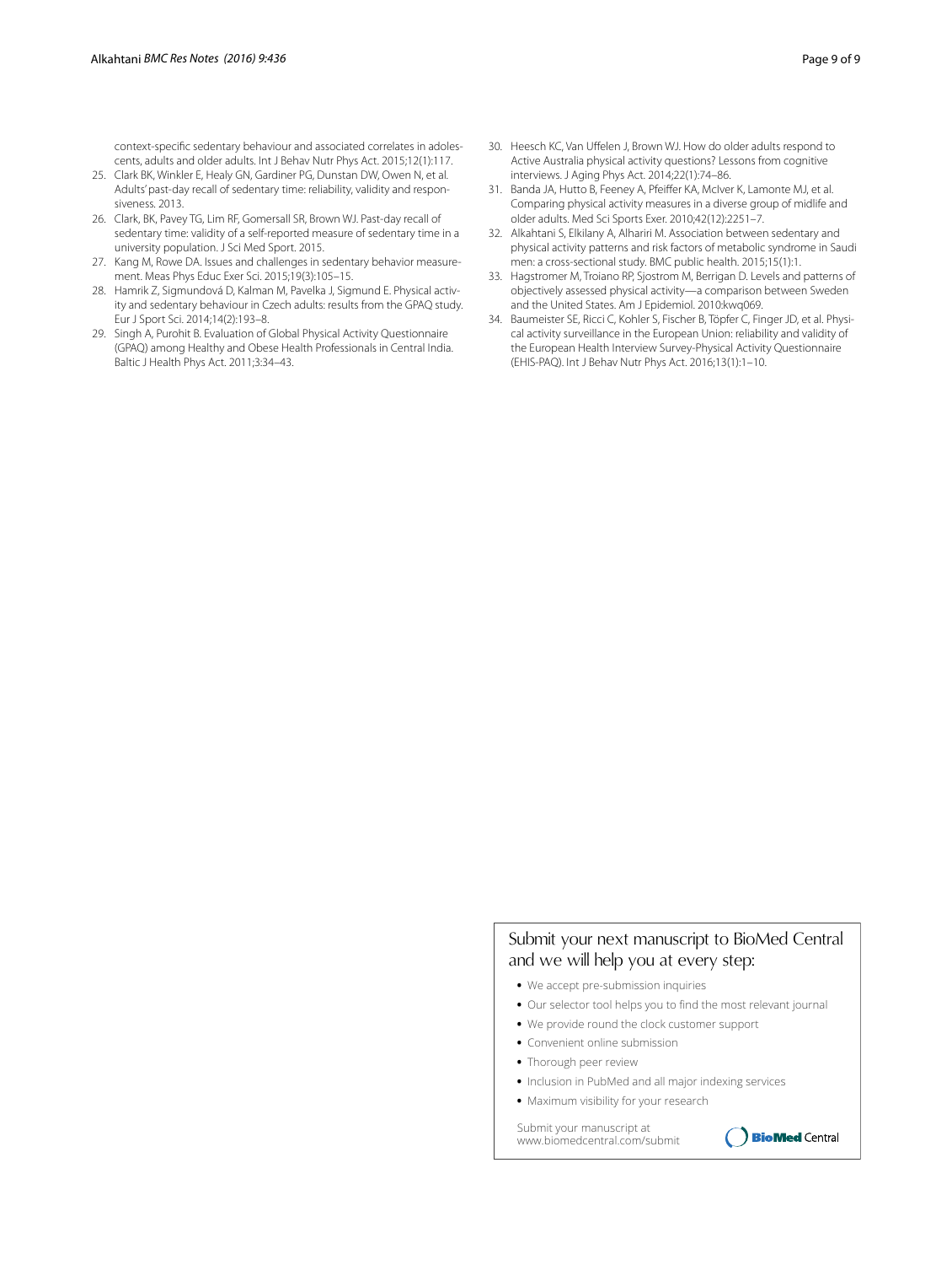context-specific sedentary behaviour and associated correlates in adolescents, adults and older adults. Int J Behav Nutr Phys Act. 2015;12(1):117.

25. Clark BK, Winkler E, Healy GN, Gardiner PG, Dunstan DW, Owen N, et al. Adults' past-day recall of sedentary time: reliability, validity and responsiveness. 2013.
26. Clark, BK, Pavey TG, Lim RF, Gomersall SR, Brown WJ. Past-day recall of sedentary time: validity of a self-reported measure of sedentary time in a university population. J Sci Med Sport. 2015.
27. Kang M, Rowe DA. Issues and challenges in sedentary behavior measurement. Meas Phys Educ Exer Sci. 2015;19(3):105–15.
28. Hamrik Z, Sigmundová D, Kalman M, Pavelka J, Sigmund E. Physical activity and sedentary behaviour in Czech adults: results from the GPAQ study. Eur J Sport Sci. 2014;14(2):193–8.
29. Singh A, Purohit B. Evaluation of Global Physical Activity Questionnaire (GPAQ) among Healthy and Obese Health Professionals in Central India. Baltic J Health Phys Act. 2011;3:34–43.
30. Heesch KC, Van Uffelen J, Brown WJ. How do older adults respond to Active Australia physical activity questions? Lessons from cognitive interviews. J Aging Phys Act. 2014;22(1):74–86.
31. Banda JA, Hutto B, Feeney A, Pfeiffer KA, McIver K, Lamonte MJ, et al. Comparing physical activity measures in a diverse group of midlife and older adults. Med Sci Sports Exer. 2010;42(12):2251–7.
32. Alkahtani S, Elkilany A, Alhariri M. Association between sedentary and physical activity patterns and risk factors of metabolic syndrome in Saudi men: a cross-sectional study. BMC public health. 2015;15(1):1.
33. Hagstromer M, Troiano RP, Sjostrom M, Berrigan D. Levels and patterns of objectively assessed physical activity—a comparison between Sweden and the United States. Am J Epidemiol. 2010:kwq069.
34. Baumeister SE, Ricci C, Kohler S, Fischer B, Töpfer C, Finger JD, et al. Physical activity surveillance in the European Union: reliability and validity of the European Health Interview Survey-Physical Activity Questionnaire (EHIS-PAQ). Int J Behav Nutr Phys Act. 2016;13(1):1–10.

Submit your next manuscript to BioMed Central and we will help you at every step:

- We accept pre-submission inquiries
- Our selector tool helps you to find the most relevant journal
- We provide round the clock customer support
- Convenient online submission
- Thorough peer review
- Inclusion in PubMed and all major indexing services
- Maximum visibility for your research

Submit your manuscript at www.biomedcentral.com/submit

BioMed Central